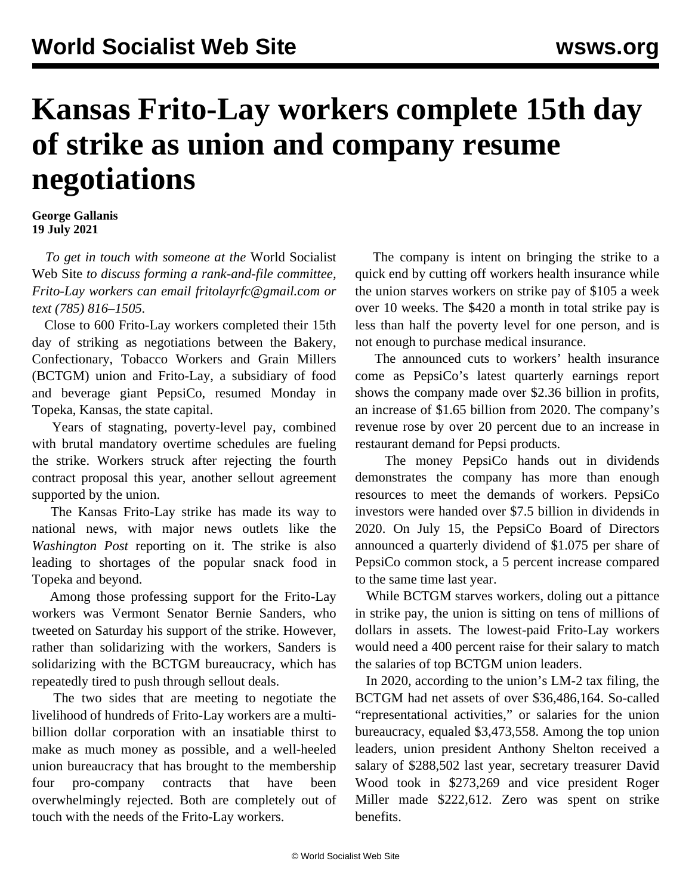# Kansas Frito-Lay workers complete 15th day of strike as union and company resume negotiations

**George Gallanis**
**19 July 2021**

*To get in touch with someone at the* World Socialist Web Site *to discuss forming a rank-and-file committee, Frito-Lay workers can email fritolayrfc@gmail.com or text (785) 816–1505.*

Close to 600 Frito-Lay workers completed their 15th day of striking as negotiations between the Bakery, Confectionary, Tobacco Workers and Grain Millers (BCTGM) union and Frito-Lay, a subsidiary of food and beverage giant PepsiCo, resumed Monday in Topeka, Kansas, the state capital.

Years of stagnating, poverty-level pay, combined with brutal mandatory overtime schedules are fueling the strike. Workers struck after rejecting the fourth contract proposal this year, another sellout agreement supported by the union.

The Kansas Frito-Lay strike has made its way to national news, with major news outlets like the *Washington Post* reporting on it. The strike is also leading to shortages of the popular snack food in Topeka and beyond.

Among those professing support for the Frito-Lay workers was Vermont Senator Bernie Sanders, who tweeted on Saturday his support of the strike. However, rather than solidarizing with the workers, Sanders is solidarizing with the BCTGM bureaucracy, which has repeatedly tired to push through sellout deals.

The two sides that are meeting to negotiate the livelihood of hundreds of Frito-Lay workers are a multi-billion dollar corporation with an insatiable thirst to make as much money as possible, and a well-heeled union bureaucracy that has brought to the membership four pro-company contracts that have been overwhelmingly rejected. Both are completely out of touch with the needs of the Frito-Lay workers.

The company is intent on bringing the strike to a quick end by cutting off workers health insurance while the union starves workers on strike pay of $105 a week over 10 weeks. The $420 a month in total strike pay is less than half the poverty level for one person, and is not enough to purchase medical insurance.

The announced cuts to workers' health insurance come as PepsiCo's latest quarterly earnings report shows the company made over $2.36 billion in profits, an increase of $1.65 billion from 2020. The company's revenue rose by over 20 percent due to an increase in restaurant demand for Pepsi products.

The money PepsiCo hands out in dividends demonstrates the company has more than enough resources to meet the demands of workers. PepsiCo investors were handed over $7.5 billion in dividends in 2020. On July 15, the PepsiCo Board of Directors announced a quarterly dividend of $1.075 per share of PepsiCo common stock, a 5 percent increase compared to the same time last year.

While BCTGM starves workers, doling out a pittance in strike pay, the union is sitting on tens of millions of dollars in assets. The lowest-paid Frito-Lay workers would need a 400 percent raise for their salary to match the salaries of top BCTGM union leaders.

In 2020, according to the union's LM-2 tax filing, the BCTGM had net assets of over $36,486,164. So-called "representational activities," or salaries for the union bureaucracy, equaled $3,473,558. Among the top union leaders, union president Anthony Shelton received a salary of $288,502 last year, secretary treasurer David Wood took in $273,269 and vice president Roger Miller made $222,612. Zero was spent on strike benefits.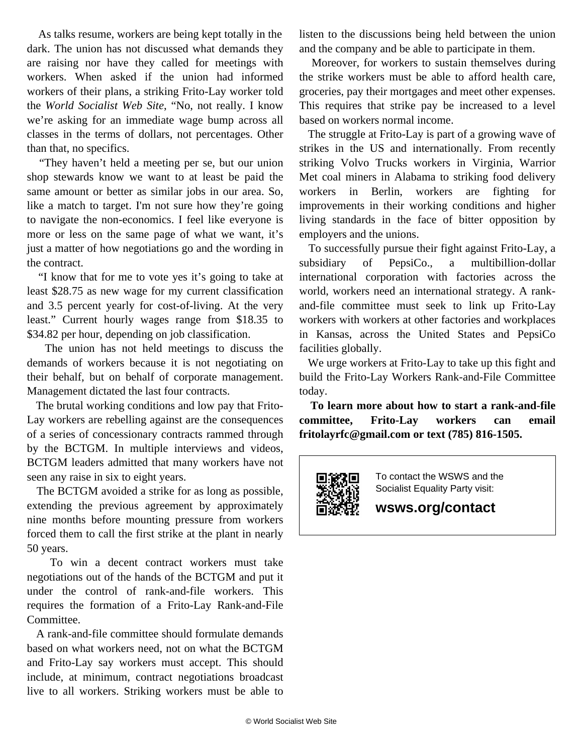As talks resume, workers are being kept totally in the dark. The union has not discussed what demands they are raising nor have they called for meetings with workers. When asked if the union had informed workers of their plans, a striking Frito-Lay worker told the *World Socialist Web Site*, "No, not really. I know we're asking for an immediate wage bump across all classes in the terms of dollars, not percentages. Other than that, no specifics.

"They haven't held a meeting per se, but our union shop stewards know we want to at least be paid the same amount or better as similar jobs in our area. So, like a match to target. I'm not sure how they're going to navigate the non-economics. I feel like everyone is more or less on the same page of what we want, it's just a matter of how negotiations go and the wording in the contract.

"I know that for me to vote yes it's going to take at least $28.75 as new wage for my current classification and 3.5 percent yearly for cost-of-living. At the very least." Current hourly wages range from $18.35 to $34.82 per hour, depending on job classification.

The union has not held meetings to discuss the demands of workers because it is not negotiating on their behalf, but on behalf of corporate management. Management dictated the last four contracts.

The brutal working conditions and low pay that Frito-Lay workers are rebelling against are the consequences of a series of concessionary contracts rammed through by the BCTGM. In multiple interviews and videos, BCTGM leaders admitted that many workers have not seen any raise in six to eight years.

The BCTGM avoided a strike for as long as possible, extending the previous agreement by approximately nine months before mounting pressure from workers forced them to call the first strike at the plant in nearly 50 years.

To win a decent contract workers must take negotiations out of the hands of the BCTGM and put it under the control of rank-and-file workers. This requires the formation of a Frito-Lay Rank-and-File Committee.

A rank-and-file committee should formulate demands based on what workers need, not on what the BCTGM and Frito-Lay say workers must accept. This should include, at minimum, contract negotiations broadcast live to all workers. Striking workers must be able to listen to the discussions being held between the union and the company and be able to participate in them.

Moreover, for workers to sustain themselves during the strike workers must be able to afford health care, groceries, pay their mortgages and meet other expenses. This requires that strike pay be increased to a level based on workers normal income.

The struggle at Frito-Lay is part of a growing wave of strikes in the US and internationally. From recently striking Volvo Trucks workers in Virginia, Warrior Met coal miners in Alabama to striking food delivery workers in Berlin, workers are fighting for improvements in their working conditions and higher living standards in the face of bitter opposition by employers and the unions.

To successfully pursue their fight against Frito-Lay, a subsidiary of PepsiCo., a multibillion-dollar international corporation with factories across the world, workers need an international strategy. A rank-and-file committee must seek to link up Frito-Lay workers with workers at other factories and workplaces in Kansas, across the United States and PepsiCo facilities globally.

We urge workers at Frito-Lay to take up this fight and build the Frito-Lay Workers Rank-and-File Committee today.

**To learn more about how to start a rank-and-file committee, Frito-Lay workers can email fritolayrfc@gmail.com or text (785) 816-1505.**

To contact the WSWS and the Socialist Equality Party visit:

**wsws.org/contact**

© World Socialist Web Site